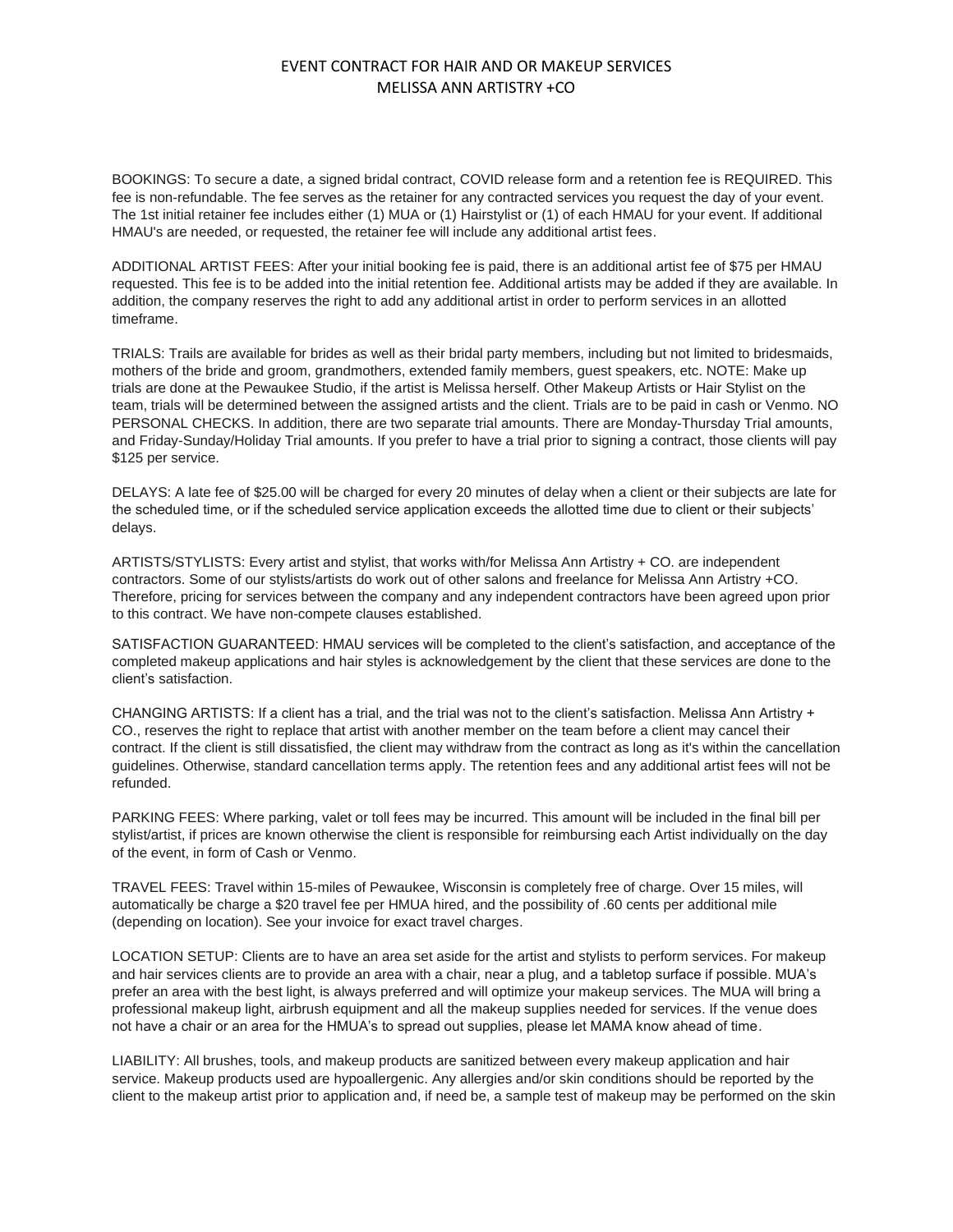# EVENT CONTRACT FOR HAIR AND OR MAKEUP SERVICES
## MELISSA ANN ARTISTRY +CO

BOOKINGS: To secure a date, a signed bridal contract, COVID release form and a retention fee is REQUIRED. This fee is non-refundable. The fee serves as the retainer for any contracted services you request the day of your event. The 1st initial retainer fee includes either (1) MUA or (1) Hairstylist or (1) of each HMAU for your event. If additional HMAU's are needed, or requested, the retainer fee will include any additional artist fees.

ADDITIONAL ARTIST FEES: After your initial booking fee is paid, there is an additional artist fee of $75 per HMAU requested. This fee is to be added into the initial retention fee. Additional artists may be added if they are available. In addition, the company reserves the right to add any additional artist in order to perform services in an allotted timeframe.

TRIALS: Trails are available for brides as well as their bridal party members, including but not limited to bridesmaids, mothers of the bride and groom, grandmothers, extended family members, guest speakers, etc. NOTE: Make up trials are done at the Pewaukee Studio, if the artist is Melissa herself. Other Makeup Artists or Hair Stylist on the team, trials will be determined between the assigned artists and the client. Trials are to be paid in cash or Venmo. NO PERSONAL CHECKS. In addition, there are two separate trial amounts. There are Monday-Thursday Trial amounts, and Friday-Sunday/Holiday Trial amounts. If you prefer to have a trial prior to signing a contract, those clients will pay $125 per service.

DELAYS: A late fee of $25.00 will be charged for every 20 minutes of delay when a client or their subjects are late for the scheduled time, or if the scheduled service application exceeds the allotted time due to client or their subjects' delays.

ARTISTS/STYLISTS: Every artist and stylist, that works with/for Melissa Ann Artistry + CO. are independent contractors. Some of our stylists/artists do work out of other salons and freelance for Melissa Ann Artistry +CO. Therefore, pricing for services between the company and any independent contractors have been agreed upon prior to this contract. We have non-compete clauses established.

SATISFACTION GUARANTEED: HMAU services will be completed to the client's satisfaction, and acceptance of the completed makeup applications and hair styles is acknowledgement by the client that these services are done to the client's satisfaction.

CHANGING ARTISTS: If a client has a trial, and the trial was not to the client's satisfaction. Melissa Ann Artistry + CO., reserves the right to replace that artist with another member on the team before a client may cancel their contract. If the client is still dissatisfied, the client may withdraw from the contract as long as it's within the cancellation guidelines. Otherwise, standard cancellation terms apply. The retention fees and any additional artist fees will not be refunded.

PARKING FEES: Where parking, valet or toll fees may be incurred. This amount will be included in the final bill per stylist/artist, if prices are known otherwise the client is responsible for reimbursing each Artist individually on the day of the event, in form of Cash or Venmo.

TRAVEL FEES: Travel within 15-miles of Pewaukee, Wisconsin is completely free of charge. Over 15 miles, will automatically be charge a $20 travel fee per HMUA hired, and the possibility of .60 cents per additional mile (depending on location). See your invoice for exact travel charges.

LOCATION SETUP: Clients are to have an area set aside for the artist and stylists to perform services. For makeup and hair services clients are to provide an area with a chair, near a plug, and a tabletop surface if possible. MUA's prefer an area with the best light, is always preferred and will optimize your makeup services. The MUA will bring a professional makeup light, airbrush equipment and all the makeup supplies needed for services. If the venue does not have a chair or an area for the HMUA's to spread out supplies, please let MAMA know ahead of time.

LIABILITY: All brushes, tools, and makeup products are sanitized between every makeup application and hair service. Makeup products used are hypoallergenic. Any allergies and/or skin conditions should be reported by the client to the makeup artist prior to application and, if need be, a sample test of makeup may be performed on the skin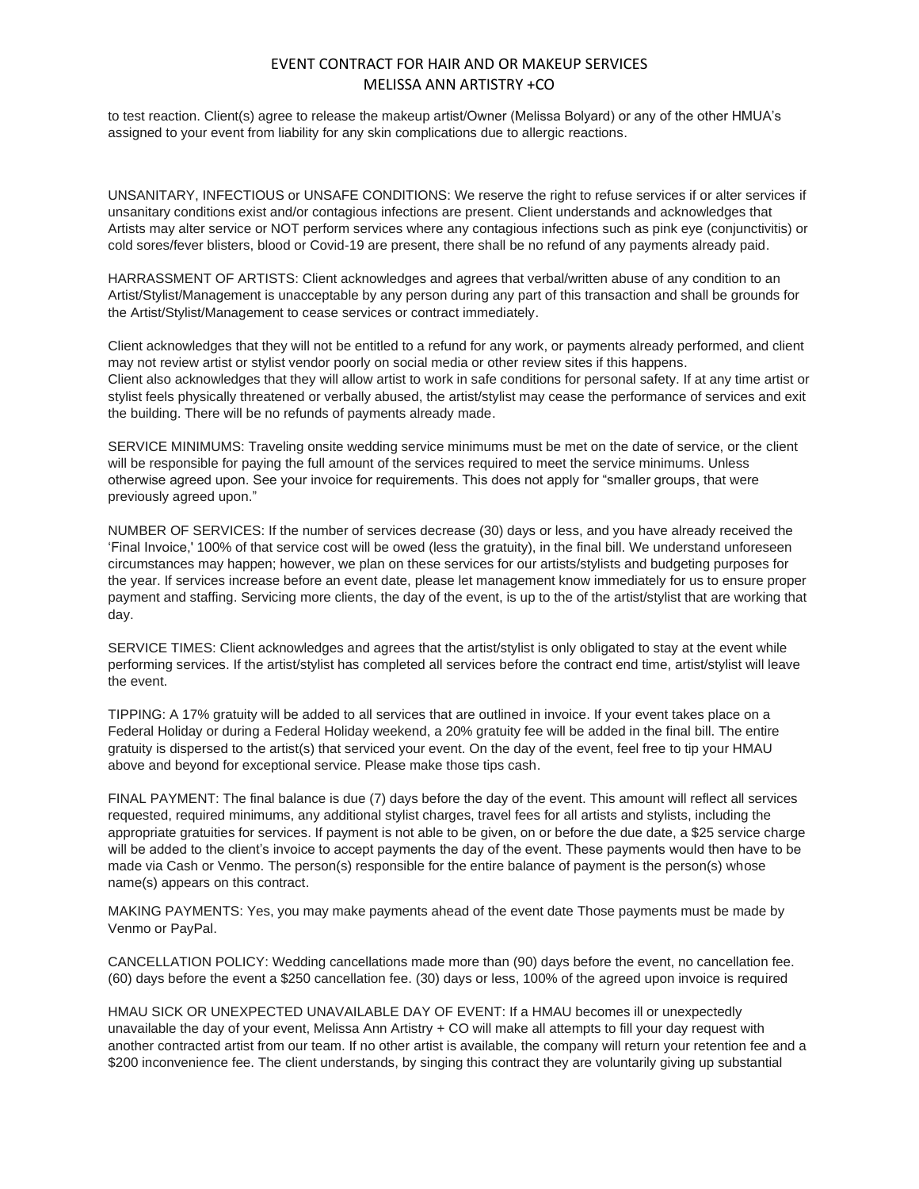to test reaction. Client(s) agree to release the makeup artist/Owner (Melissa Bolyard) or any of the other HMUA's assigned to your event from liability for any skin complications due to allergic reactions.

UNSANITARY, INFECTIOUS or UNSAFE CONDITIONS: We reserve the right to refuse services if or alter services if unsanitary conditions exist and/or contagious infections are present. Client understands and acknowledges that Artists may alter service or NOT perform services where any contagious infections such as pink eye (conjunctivitis) or cold sores/fever blisters, blood or Covid-19 are present, there shall be no refund of any payments already paid.

HARRASSMENT OF ARTISTS: Client acknowledges and agrees that verbal/written abuse of any condition to an Artist/Stylist/Management is unacceptable by any person during any part of this transaction and shall be grounds for the Artist/Stylist/Management to cease services or contract immediately.

Client acknowledges that they will not be entitled to a refund for any work, or payments already performed, and client may not review artist or stylist vendor poorly on social media or other review sites if this happens.
Client also acknowledges that they will allow artist to work in safe conditions for personal safety. If at any time artist or stylist feels physically threatened or verbally abused, the artist/stylist may cease the performance of services and exit the building. There will be no refunds of payments already made.

SERVICE MINIMUMS: Traveling onsite wedding service minimums must be met on the date of service, or the client will be responsible for paying the full amount of the services required to meet the service minimums. Unless otherwise agreed upon. See your invoice for requirements. This does not apply for "smaller groups, that were previously agreed upon."

NUMBER OF SERVICES: If the number of services decrease (30) days or less, and you have already received the 'Final Invoice,' 100% of that service cost will be owed (less the gratuity), in the final bill. We understand unforeseen circumstances may happen; however, we plan on these services for our artists/stylists and budgeting purposes for the year. If services increase before an event date, please let management know immediately for us to ensure proper payment and staffing. Servicing more clients, the day of the event, is up to the of the artist/stylist that are working that day.

SERVICE TIMES: Client acknowledges and agrees that the artist/stylist is only obligated to stay at the event while performing services. If the artist/stylist has completed all services before the contract end time, artist/stylist will leave the event.

TIPPING: A 17% gratuity will be added to all services that are outlined in invoice. If your event takes place on a Federal Holiday or during a Federal Holiday weekend, a 20% gratuity fee will be added in the final bill. The entire gratuity is dispersed to the artist(s) that serviced your event. On the day of the event, feel free to tip your HMAU above and beyond for exceptional service. Please make those tips cash.

FINAL PAYMENT: The final balance is due (7) days before the day of the event. This amount will reflect all services requested, required minimums, any additional stylist charges, travel fees for all artists and stylists, including the appropriate gratuities for services. If payment is not able to be given, on or before the due date, a $25 service charge will be added to the client's invoice to accept payments the day of the event. These payments would then have to be made via Cash or Venmo. The person(s) responsible for the entire balance of payment is the person(s) whose name(s) appears on this contract.

MAKING PAYMENTS: Yes, you may make payments ahead of the event date Those payments must be made by Venmo or PayPal.

CANCELLATION POLICY: Wedding cancellations made more than (90) days before the event, no cancellation fee. (60) days before the event a $250 cancellation fee. (30) days or less, 100% of the agreed upon invoice is required

HMAU SICK OR UNEXPECTED UNAVAILABLE DAY OF EVENT: If a HMAU becomes ill or unexpectedly unavailable the day of your event, Melissa Ann Artistry + CO will make all attempts to fill your day request with another contracted artist from our team. If no other artist is available, the company will return your retention fee and a $200 inconvenience fee. The client understands, by singing this contract they are voluntarily giving up substantial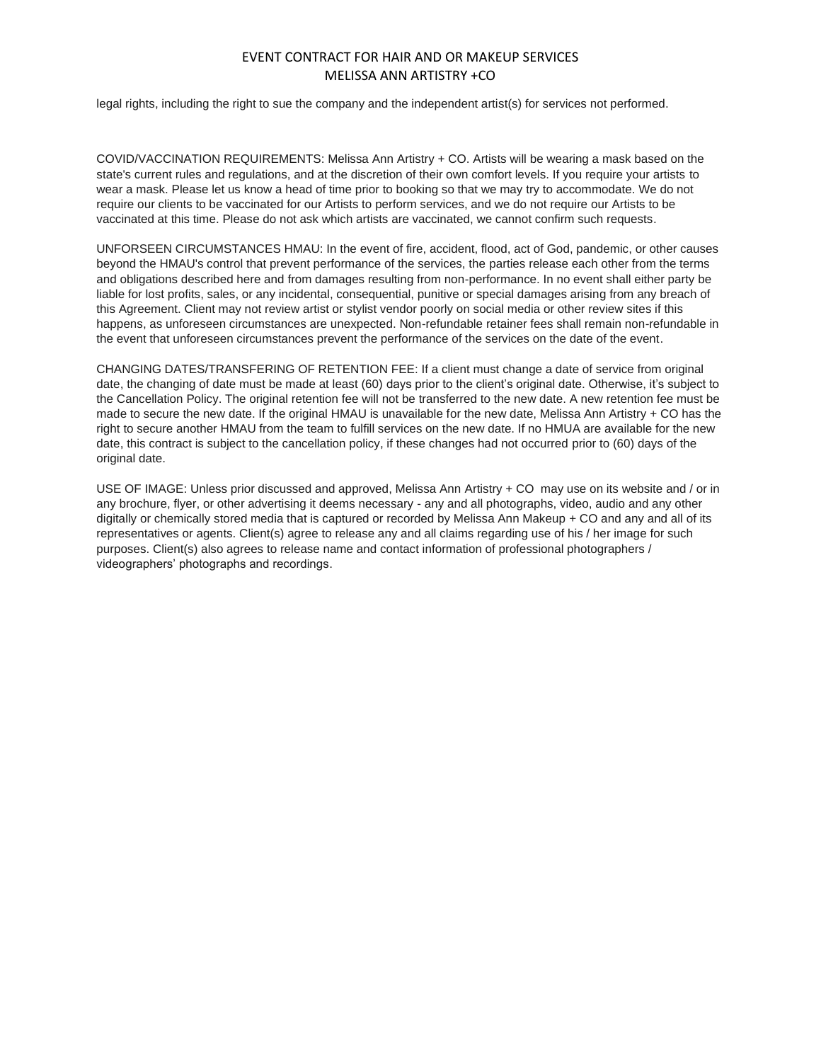legal rights, including the right to sue the company and the independent artist(s) for services not performed.

COVID/VACCINATION REQUIREMENTS: Melissa Ann Artistry + CO. Artists will be wearing a mask based on the state's current rules and regulations, and at the discretion of their own comfort levels. If you require your artists to wear a mask. Please let us know a head of time prior to booking so that we may try to accommodate. We do not require our clients to be vaccinated for our Artists to perform services, and we do not require our Artists to be vaccinated at this time. Please do not ask which artists are vaccinated, we cannot confirm such requests.

UNFORSEEN CIRCUMSTANCES HMAU: In the event of fire, accident, flood, act of God, pandemic, or other causes beyond the HMAU's control that prevent performance of the services, the parties release each other from the terms and obligations described here and from damages resulting from non-performance. In no event shall either party be liable for lost profits, sales, or any incidental, consequential, punitive or special damages arising from any breach of this Agreement. Client may not review artist or stylist vendor poorly on social media or other review sites if this happens, as unforeseen circumstances are unexpected. Non-refundable retainer fees shall remain non-refundable in the event that unforeseen circumstances prevent the performance of the services on the date of the event.

CHANGING DATES/TRANSFERING OF RETENTION FEE: If a client must change a date of service from original date, the changing of date must be made at least (60) days prior to the client's original date. Otherwise, it's subject to the Cancellation Policy. The original retention fee will not be transferred to the new date. A new retention fee must be made to secure the new date. If the original HMAU is unavailable for the new date, Melissa Ann Artistry + CO has the right to secure another HMAU from the team to fulfill services on the new date. If no HMUA are available for the new date, this contract is subject to the cancellation policy, if these changes had not occurred prior to (60) days of the original date.

USE OF IMAGE: Unless prior discussed and approved, Melissa Ann Artistry + CO may use on its website and / or in any brochure, flyer, or other advertising it deems necessary - any and all photographs, video, audio and any other digitally or chemically stored media that is captured or recorded by Melissa Ann Makeup + CO and any and all of its representatives or agents. Client(s) agree to release any and all claims regarding use of his / her image for such purposes. Client(s) also agrees to release name and contact information of professional photographers / videographers' photographs and recordings.